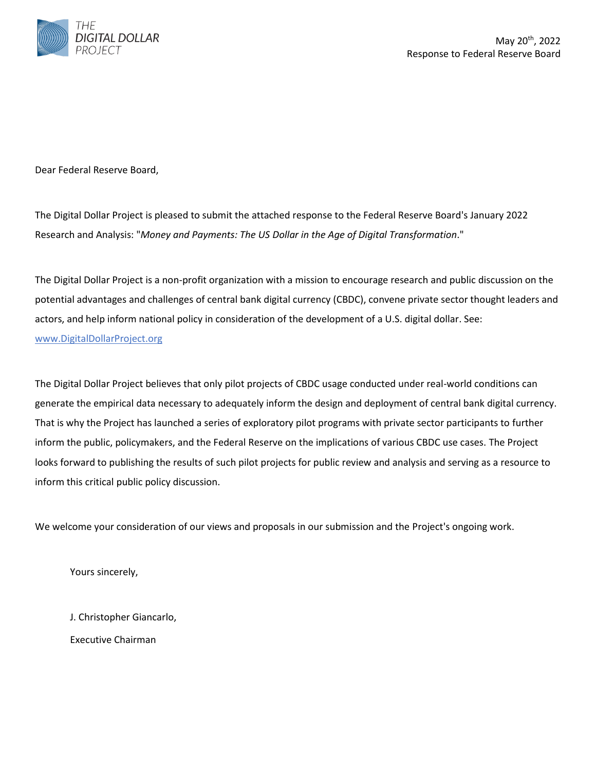THE DIGITAL DOLLAR PROJECT

May 20th, 2022
Response to Federal Reserve Board

Dear Federal Reserve Board,

The Digital Dollar Project is pleased to submit the attached response to the Federal Reserve Board's January 2022 Research and Analysis: "*Money and Payments: The US Dollar in the Age of Digital Transformation*."

The Digital Dollar Project is a non-profit organization with a mission to encourage research and public discussion on the potential advantages and challenges of central bank digital currency (CBDC), convene private sector thought leaders and actors, and help inform national policy in consideration of the development of a U.S. digital dollar. See: www.DigitalDollarProject.org

The Digital Dollar Project believes that only pilot projects of CBDC usage conducted under real-world conditions can generate the empirical data necessary to adequately inform the design and deployment of central bank digital currency. That is why the Project has launched a series of exploratory pilot programs with private sector participants to further inform the public, policymakers, and the Federal Reserve on the implications of various CBDC use cases. The Project looks forward to publishing the results of such pilot projects for public review and analysis and serving as a resource to inform this critical public policy discussion.

We welcome your consideration of our views and proposals in our submission and the Project's ongoing work.

Yours sincerely,

J. Christopher Giancarlo,

Executive Chairman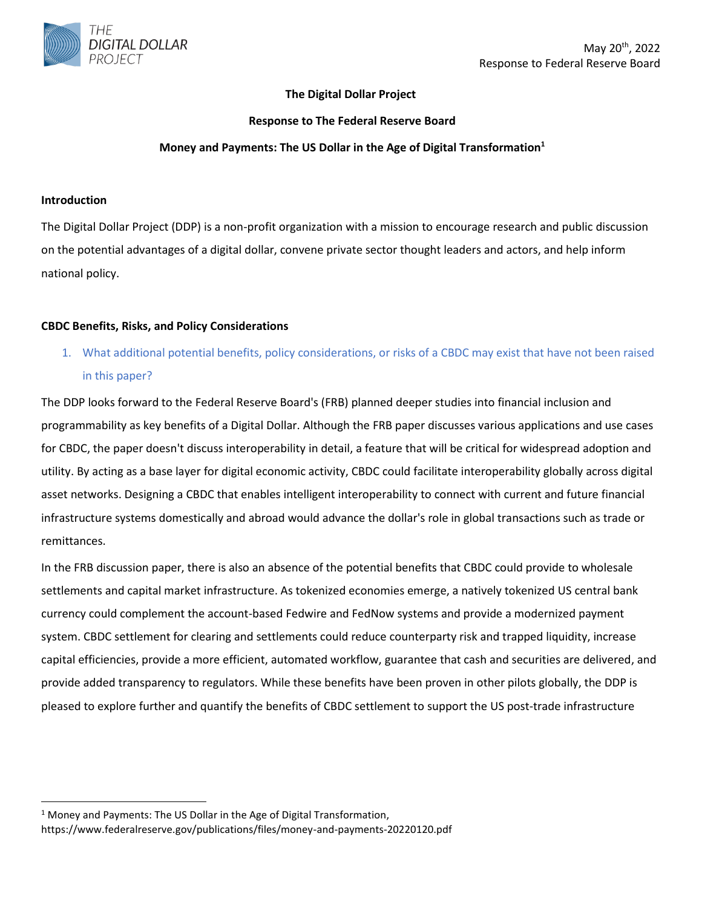# The Digital Dollar Project

## Response to The Federal Reserve Board

## Money and Payments: The US Dollar in the Age of Digital Transformation[1]

May 20th, 2022
Response to Federal Reserve Board

### Introduction

The Digital Dollar Project (DDP) is a non-profit organization with a mission to encourage research and public discussion on the potential advantages of a digital dollar, convene private sector thought leaders and actors, and help inform national policy.

### CBDC Benefits, Risks, and Policy Considerations

1. What additional potential benefits, policy considerations, or risks of a CBDC may exist that have not been raised in this paper?

The DDP looks forward to the Federal Reserve Board's (FRB) planned deeper studies into financial inclusion and programmability as key benefits of a Digital Dollar. Although the FRB paper discusses various applications and use cases for CBDC, the paper doesn't discuss interoperability in detail, a feature that will be critical for widespread adoption and utility. By acting as a base layer for digital economic activity, CBDC could facilitate interoperability globally across digital asset networks. Designing a CBDC that enables intelligent interoperability to connect with current and future financial infrastructure systems domestically and abroad would advance the dollar's role in global transactions such as trade or remittances.

In the FRB discussion paper, there is also an absence of the potential benefits that CBDC could provide to wholesale settlements and capital market infrastructure. As tokenized economies emerge, a natively tokenized US central bank currency could complement the account-based Fedwire and FedNow systems and provide a modernized payment system. CBDC settlement for clearing and settlements could reduce counterparty risk and trapped liquidity, increase capital efficiencies, provide a more efficient, automated workflow, guarantee that cash and securities are delivered, and provide added transparency to regulators. While these benefits have been proven in other pilots globally, the DDP is pleased to explore further and quantify the benefits of CBDC settlement to support the US post-trade infrastructure

[1] Money and Payments: The US Dollar in the Age of Digital Transformation, https://www.federalreserve.gov/publications/files/money-and-payments-20220120.pdf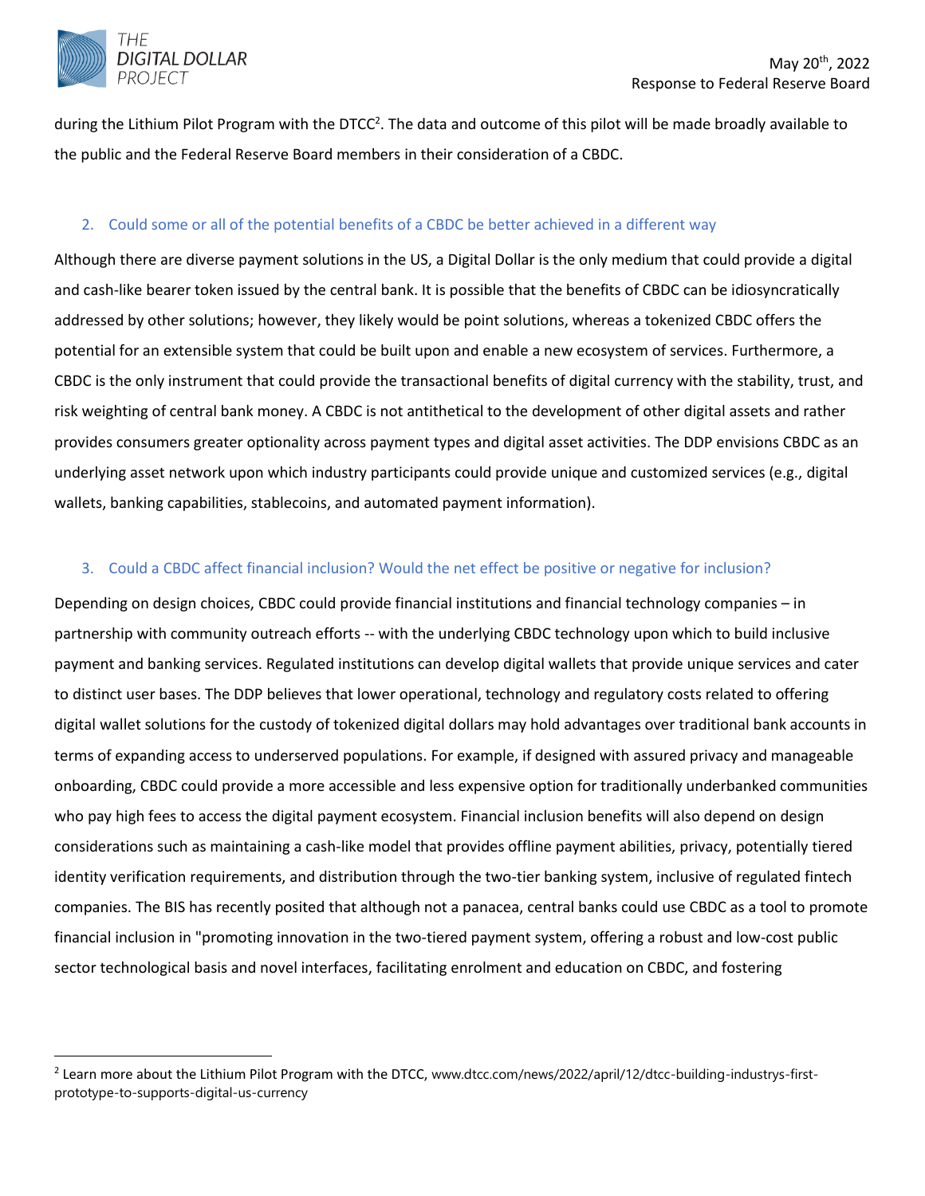during the Lithium Pilot Program with the DTCC[2]. The data and outcome of this pilot will be made broadly available to the public and the Federal Reserve Board members in their consideration of a CBDC.

### 2. Could some or all of the potential benefits of a CBDC be better achieved in a different way

Although there are diverse payment solutions in the US, a Digital Dollar is the only medium that could provide a digital and cash-like bearer token issued by the central bank. It is possible that the benefits of CBDC can be idiosyncratically addressed by other solutions; however, they likely would be point solutions, whereas a tokenized CBDC offers the potential for an extensible system that could be built upon and enable a new ecosystem of services. Furthermore, a CBDC is the only instrument that could provide the transactional benefits of digital currency with the stability, trust, and risk weighting of central bank money. A CBDC is not antithetical to the development of other digital assets and rather provides consumers greater optionality across payment types and digital asset activities. The DDP envisions CBDC as an underlying asset network upon which industry participants could provide unique and customized services (e.g., digital wallets, banking capabilities, stablecoins, and automated payment information).

### 3. Could a CBDC affect financial inclusion? Would the net effect be positive or negative for inclusion?

Depending on design choices, CBDC could provide financial institutions and financial technology companies – in partnership with community outreach efforts -- with the underlying CBDC technology upon which to build inclusive payment and banking services. Regulated institutions can develop digital wallets that provide unique services and cater to distinct user bases. The DDP believes that lower operational, technology and regulatory costs related to offering digital wallet solutions for the custody of tokenized digital dollars may hold advantages over traditional bank accounts in terms of expanding access to underserved populations. For example, if designed with assured privacy and manageable onboarding, CBDC could provide a more accessible and less expensive option for traditionally underbanked communities who pay high fees to access the digital payment ecosystem. Financial inclusion benefits will also depend on design considerations such as maintaining a cash-like model that provides offline payment abilities, privacy, potentially tiered identity verification requirements, and distribution through the two-tier banking system, inclusive of regulated fintech companies. The BIS has recently posited that although not a panacea, central banks could use CBDC as a tool to promote financial inclusion in "promoting innovation in the two-tiered payment system, offering a robust and low-cost public sector technological basis and novel interfaces, facilitating enrolment and education on CBDC, and fostering

---

[2] Learn more about the Lithium Pilot Program with the DTCC, www.dtcc.com/news/2022/april/12/dtcc-building-industrys-first-prototype-to-supports-digital-us-currency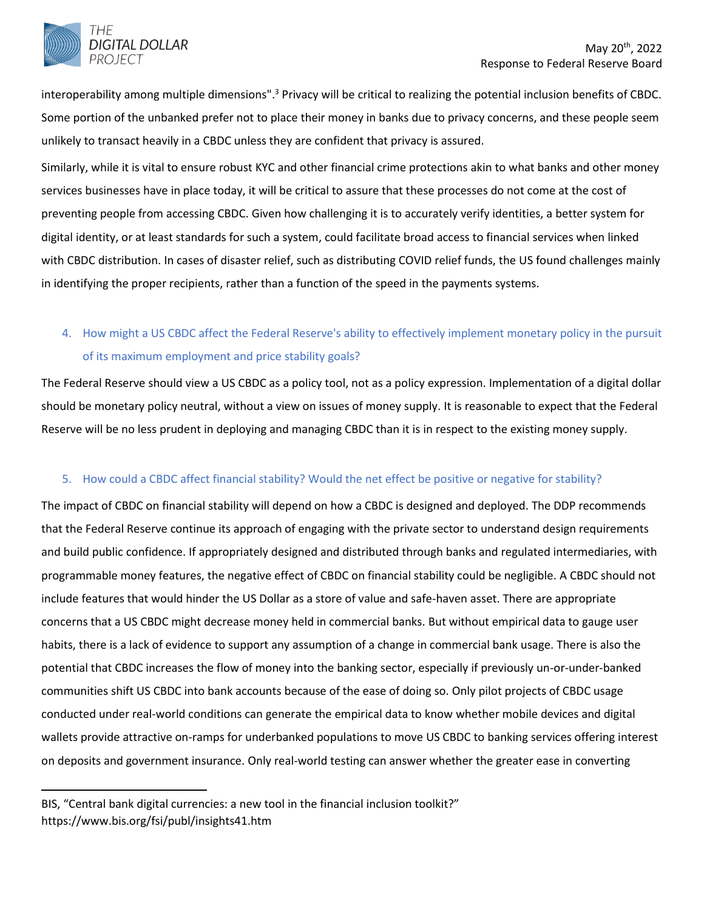interoperability among multiple dimensions".[3] Privacy will be critical to realizing the potential inclusion benefits of CBDC. Some portion of the unbanked prefer not to place their money in banks due to privacy concerns, and these people seem unlikely to transact heavily in a CBDC unless they are confident that privacy is assured.

Similarly, while it is vital to ensure robust KYC and other financial crime protections akin to what banks and other money services businesses have in place today, it will be critical to assure that these processes do not come at the cost of preventing people from accessing CBDC. Given how challenging it is to accurately verify identities, a better system for digital identity, or at least standards for such a system, could facilitate broad access to financial services when linked with CBDC distribution. In cases of disaster relief, such as distributing COVID relief funds, the US found challenges mainly in identifying the proper recipients, rather than a function of the speed in the payments systems.

4. How might a US CBDC affect the Federal Reserve's ability to effectively implement monetary policy in the pursuit of its maximum employment and price stability goals?

The Federal Reserve should view a US CBDC as a policy tool, not as a policy expression. Implementation of a digital dollar should be monetary policy neutral, without a view on issues of money supply. It is reasonable to expect that the Federal Reserve will be no less prudent in deploying and managing CBDC than it is in respect to the existing money supply.

5. How could a CBDC affect financial stability? Would the net effect be positive or negative for stability?

The impact of CBDC on financial stability will depend on how a CBDC is designed and deployed. The DDP recommends that the Federal Reserve continue its approach of engaging with the private sector to understand design requirements and build public confidence. If appropriately designed and distributed through banks and regulated intermediaries, with programmable money features, the negative effect of CBDC on financial stability could be negligible. A CBDC should not include features that would hinder the US Dollar as a store of value and safe-haven asset. There are appropriate concerns that a US CBDC might decrease money held in commercial banks. But without empirical data to gauge user habits, there is a lack of evidence to support any assumption of a change in commercial bank usage. There is also the potential that CBDC increases the flow of money into the banking sector, especially if previously un-or-under-banked communities shift US CBDC into bank accounts because of the ease of doing so. Only pilot projects of CBDC usage conducted under real-world conditions can generate the empirical data to know whether mobile devices and digital wallets provide attractive on-ramps for underbanked populations to move US CBDC to banking services offering interest on deposits and government insurance. Only real-world testing can answer whether the greater ease in converting

---

BIS, "Central bank digital currencies: a new tool in the financial inclusion toolkit?" https://www.bis.org/fsi/publ/insights41.htm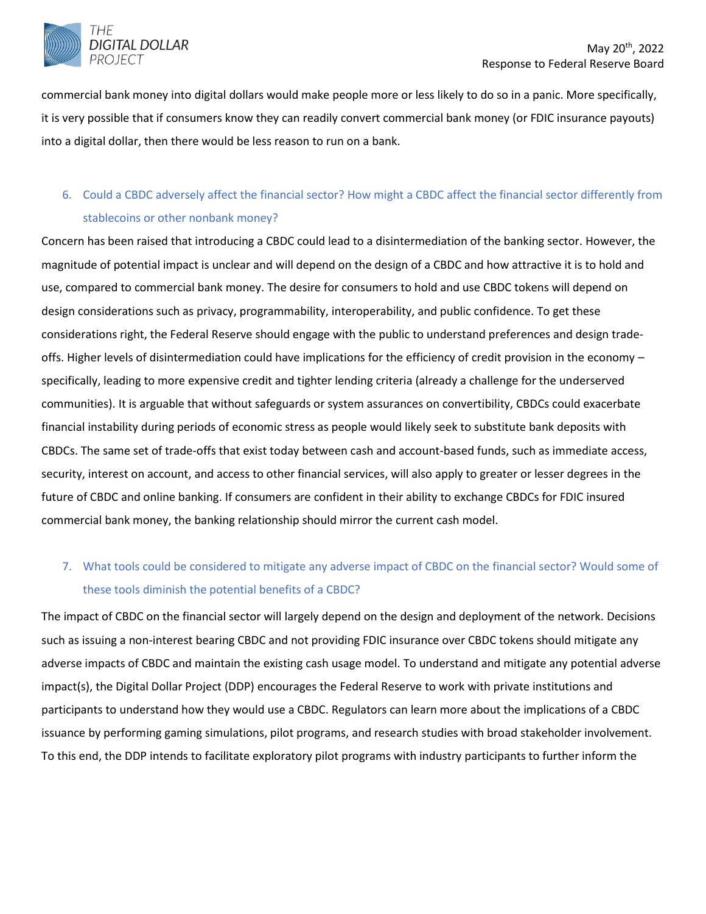commercial bank money into digital dollars would make people more or less likely to do so in a panic. More specifically, it is very possible that if consumers know they can readily convert commercial bank money (or FDIC insurance payouts) into a digital dollar, then there would be less reason to run on a bank.

6. Could a CBDC adversely affect the financial sector? How might a CBDC affect the financial sector differently from stablecoins or other nonbank money?

Concern has been raised that introducing a CBDC could lead to a disintermediation of the banking sector. However, the magnitude of potential impact is unclear and will depend on the design of a CBDC and how attractive it is to hold and use, compared to commercial bank money. The desire for consumers to hold and use CBDC tokens will depend on design considerations such as privacy, programmability, interoperability, and public confidence. To get these considerations right, the Federal Reserve should engage with the public to understand preferences and design trade-offs. Higher levels of disintermediation could have implications for the efficiency of credit provision in the economy – specifically, leading to more expensive credit and tighter lending criteria (already a challenge for the underserved communities). It is arguable that without safeguards or system assurances on convertibility, CBDCs could exacerbate financial instability during periods of economic stress as people would likely seek to substitute bank deposits with CBDCs. The same set of trade-offs that exist today between cash and account-based funds, such as immediate access, security, interest on account, and access to other financial services, will also apply to greater or lesser degrees in the future of CBDC and online banking. If consumers are confident in their ability to exchange CBDCs for FDIC insured commercial bank money, the banking relationship should mirror the current cash model.

7. What tools could be considered to mitigate any adverse impact of CBDC on the financial sector? Would some of these tools diminish the potential benefits of a CBDC?

The impact of CBDC on the financial sector will largely depend on the design and deployment of the network. Decisions such as issuing a non-interest bearing CBDC and not providing FDIC insurance over CBDC tokens should mitigate any adverse impacts of CBDC and maintain the existing cash usage model. To understand and mitigate any potential adverse impact(s), the Digital Dollar Project (DDP) encourages the Federal Reserve to work with private institutions and participants to understand how they would use a CBDC. Regulators can learn more about the implications of a CBDC issuance by performing gaming simulations, pilot programs, and research studies with broad stakeholder involvement. To this end, the DDP intends to facilitate exploratory pilot programs with industry participants to further inform the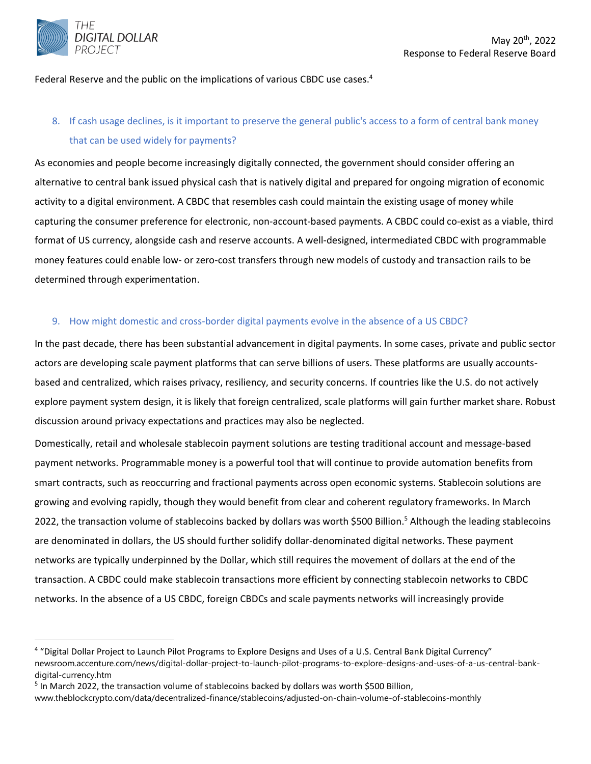Federal Reserve and the public on the implications of various CBDC use cases.[4]

## 8. If cash usage declines, is it important to preserve the general public's access to a form of central bank money that can be used widely for payments?

As economies and people become increasingly digitally connected, the government should consider offering an alternative to central bank issued physical cash that is natively digital and prepared for ongoing migration of economic activity to a digital environment. A CBDC that resembles cash could maintain the existing usage of money while capturing the consumer preference for electronic, non-account-based payments. A CBDC could co-exist as a viable, third format of US currency, alongside cash and reserve accounts. A well-designed, intermediated CBDC with programmable money features could enable low- or zero-cost transfers through new models of custody and transaction rails to be determined through experimentation.

## 9. How might domestic and cross-border digital payments evolve in the absence of a US CBDC?

In the past decade, there has been substantial advancement in digital payments. In some cases, private and public sector actors are developing scale payment platforms that can serve billions of users. These platforms are usually accounts-based and centralized, which raises privacy, resiliency, and security concerns. If countries like the U.S. do not actively explore payment system design, it is likely that foreign centralized, scale platforms will gain further market share. Robust discussion around privacy expectations and practices may also be neglected.

Domestically, retail and wholesale stablecoin payment solutions are testing traditional account and message-based payment networks. Programmable money is a powerful tool that will continue to provide automation benefits from smart contracts, such as reoccurring and fractional payments across open economic systems. Stablecoin solutions are growing and evolving rapidly, though they would benefit from clear and coherent regulatory frameworks. In March 2022, the transaction volume of stablecoins backed by dollars was worth $500 Billion.[5] Although the leading stablecoins are denominated in dollars, the US should further solidify dollar-denominated digital networks. These payment networks are typically underpinned by the Dollar, which still requires the movement of dollars at the end of the transaction. A CBDC could make stablecoin transactions more efficient by connecting stablecoin networks to CBDC networks. In the absence of a US CBDC, foreign CBDCs and scale payments networks will increasingly provide

---

[4] "Digital Dollar Project to Launch Pilot Programs to Explore Designs and Uses of a U.S. Central Bank Digital Currency" newsroom.accenture.com/news/digital-dollar-project-to-launch-pilot-programs-to-explore-designs-and-uses-of-a-us-central-bank-digital-currency.htm

[5] In March 2022, the transaction volume of stablecoins backed by dollars was worth $500 Billion, www.theblockcrypto.com/data/decentralized-finance/stablecoins/adjusted-on-chain-volume-of-stablecoins-monthly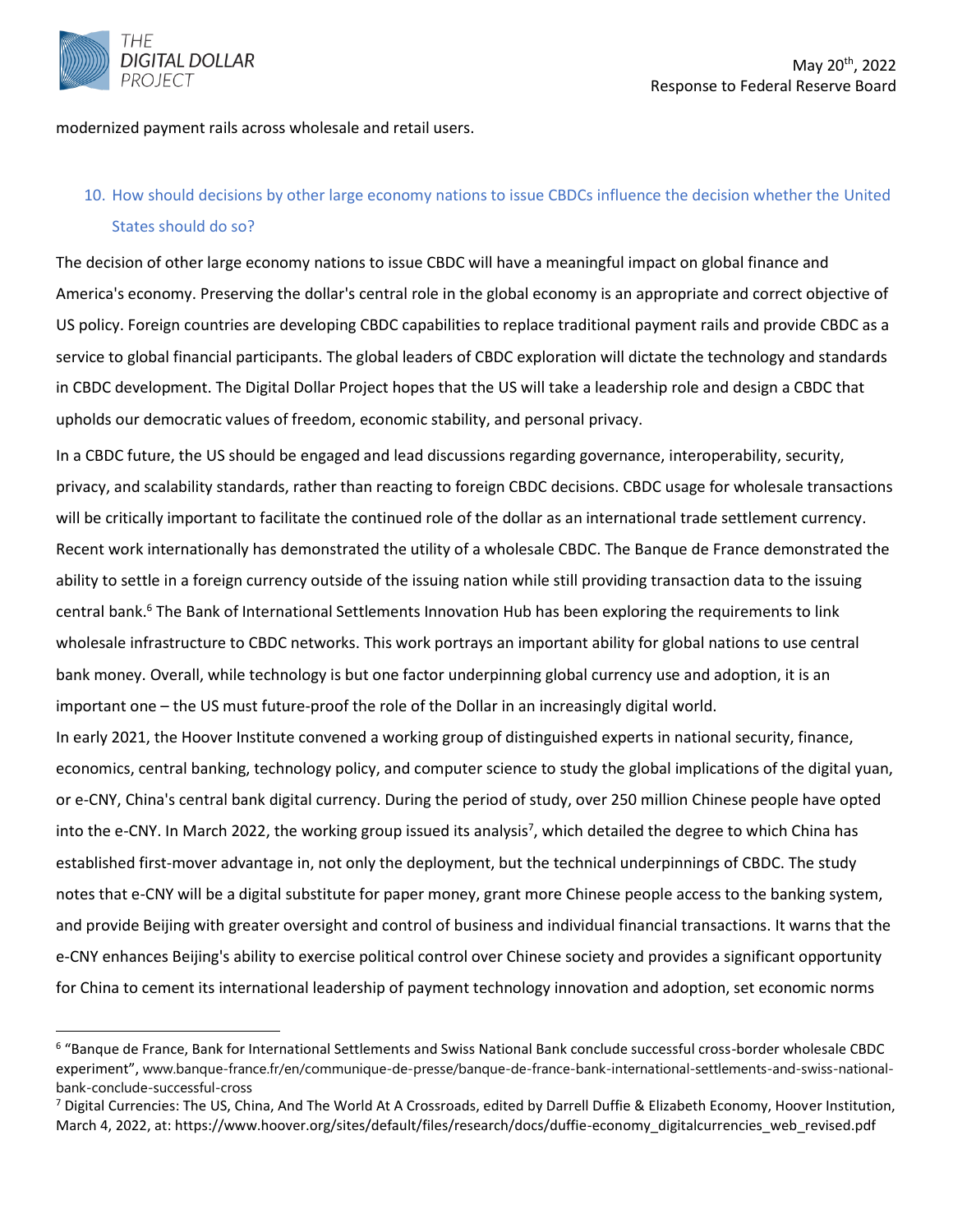modernized payment rails across wholesale and retail users.

## 10. How should decisions by other large economy nations to issue CBDCs influence the decision whether the United States should do so?

The decision of other large economy nations to issue CBDC will have a meaningful impact on global finance and America's economy. Preserving the dollar's central role in the global economy is an appropriate and correct objective of US policy. Foreign countries are developing CBDC capabilities to replace traditional payment rails and provide CBDC as a service to global financial participants. The global leaders of CBDC exploration will dictate the technology and standards in CBDC development. The Digital Dollar Project hopes that the US will take a leadership role and design a CBDC that upholds our democratic values of freedom, economic stability, and personal privacy.

In a CBDC future, the US should be engaged and lead discussions regarding governance, interoperability, security, privacy, and scalability standards, rather than reacting to foreign CBDC decisions. CBDC usage for wholesale transactions will be critically important to facilitate the continued role of the dollar as an international trade settlement currency. Recent work internationally has demonstrated the utility of a wholesale CBDC. The Banque de France demonstrated the ability to settle in a foreign currency outside of the issuing nation while still providing transaction data to the issuing central bank.[6] The Bank of International Settlements Innovation Hub has been exploring the requirements to link wholesale infrastructure to CBDC networks. This work portrays an important ability for global nations to use central bank money. Overall, while technology is but one factor underpinning global currency use and adoption, it is an important one – the US must future-proof the role of the Dollar in an increasingly digital world.

In early 2021, the Hoover Institute convened a working group of distinguished experts in national security, finance, economics, central banking, technology policy, and computer science to study the global implications of the digital yuan, or e-CNY, China's central bank digital currency. During the period of study, over 250 million Chinese people have opted into the e-CNY. In March 2022, the working group issued its analysis[7], which detailed the degree to which China has established first-mover advantage in, not only the deployment, but the technical underpinnings of CBDC. The study notes that e-CNY will be a digital substitute for paper money, grant more Chinese people access to the banking system, and provide Beijing with greater oversight and control of business and individual financial transactions. It warns that the e-CNY enhances Beijing's ability to exercise political control over Chinese society and provides a significant opportunity for China to cement its international leadership of payment technology innovation and adoption, set economic norms

---

[6] "Banque de France, Bank for International Settlements and Swiss National Bank conclude successful cross-border wholesale CBDC experiment", www.banque-france.fr/en/communique-de-presse/banque-de-france-bank-international-settlements-and-swiss-national-bank-conclude-successful-cross

[7] Digital Currencies: The US, China, And The World At A Crossroads, edited by Darrell Duffie & Elizabeth Economy, Hoover Institution, March 4, 2022, at: https://www.hoover.org/sites/default/files/research/docs/duffie-economy_digitalcurrencies_web_revised.pdf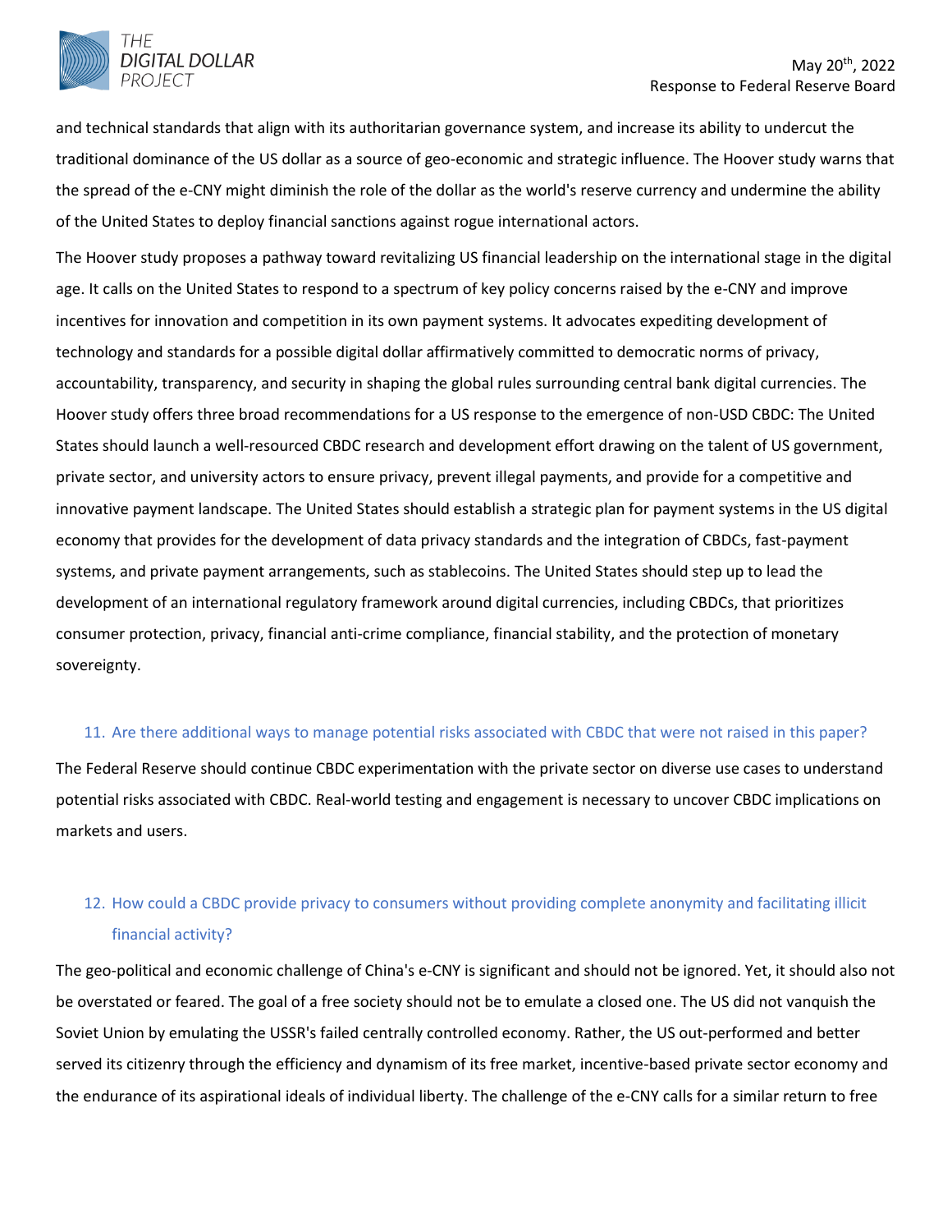and technical standards that align with its authoritarian governance system, and increase its ability to undercut the traditional dominance of the US dollar as a source of geo-economic and strategic influence. The Hoover study warns that the spread of the e-CNY might diminish the role of the dollar as the world's reserve currency and undermine the ability of the United States to deploy financial sanctions against rogue international actors.

The Hoover study proposes a pathway toward revitalizing US financial leadership on the international stage in the digital age. It calls on the United States to respond to a spectrum of key policy concerns raised by the e-CNY and improve incentives for innovation and competition in its own payment systems. It advocates expediting development of technology and standards for a possible digital dollar affirmatively committed to democratic norms of privacy, accountability, transparency, and security in shaping the global rules surrounding central bank digital currencies. The Hoover study offers three broad recommendations for a US response to the emergence of non-USD CBDC: The United States should launch a well-resourced CBDC research and development effort drawing on the talent of US government, private sector, and university actors to ensure privacy, prevent illegal payments, and provide for a competitive and innovative payment landscape. The United States should establish a strategic plan for payment systems in the US digital economy that provides for the development of data privacy standards and the integration of CBDCs, fast-payment systems, and private payment arrangements, such as stablecoins. The United States should step up to lead the development of an international regulatory framework around digital currencies, including CBDCs, that prioritizes consumer protection, privacy, financial anti-crime compliance, financial stability, and the protection of monetary sovereignty.

11. Are there additional ways to manage potential risks associated with CBDC that were not raised in this paper?

The Federal Reserve should continue CBDC experimentation with the private sector on diverse use cases to understand potential risks associated with CBDC. Real-world testing and engagement is necessary to uncover CBDC implications on markets and users.

12. How could a CBDC provide privacy to consumers without providing complete anonymity and facilitating illicit financial activity?

The geo-political and economic challenge of China's e-CNY is significant and should not be ignored. Yet, it should also not be overstated or feared. The goal of a free society should not be to emulate a closed one. The US did not vanquish the Soviet Union by emulating the USSR's failed centrally controlled economy. Rather, the US out-performed and better served its citizenry through the efficiency and dynamism of its free market, incentive-based private sector economy and the endurance of its aspirational ideals of individual liberty. The challenge of the e-CNY calls for a similar return to free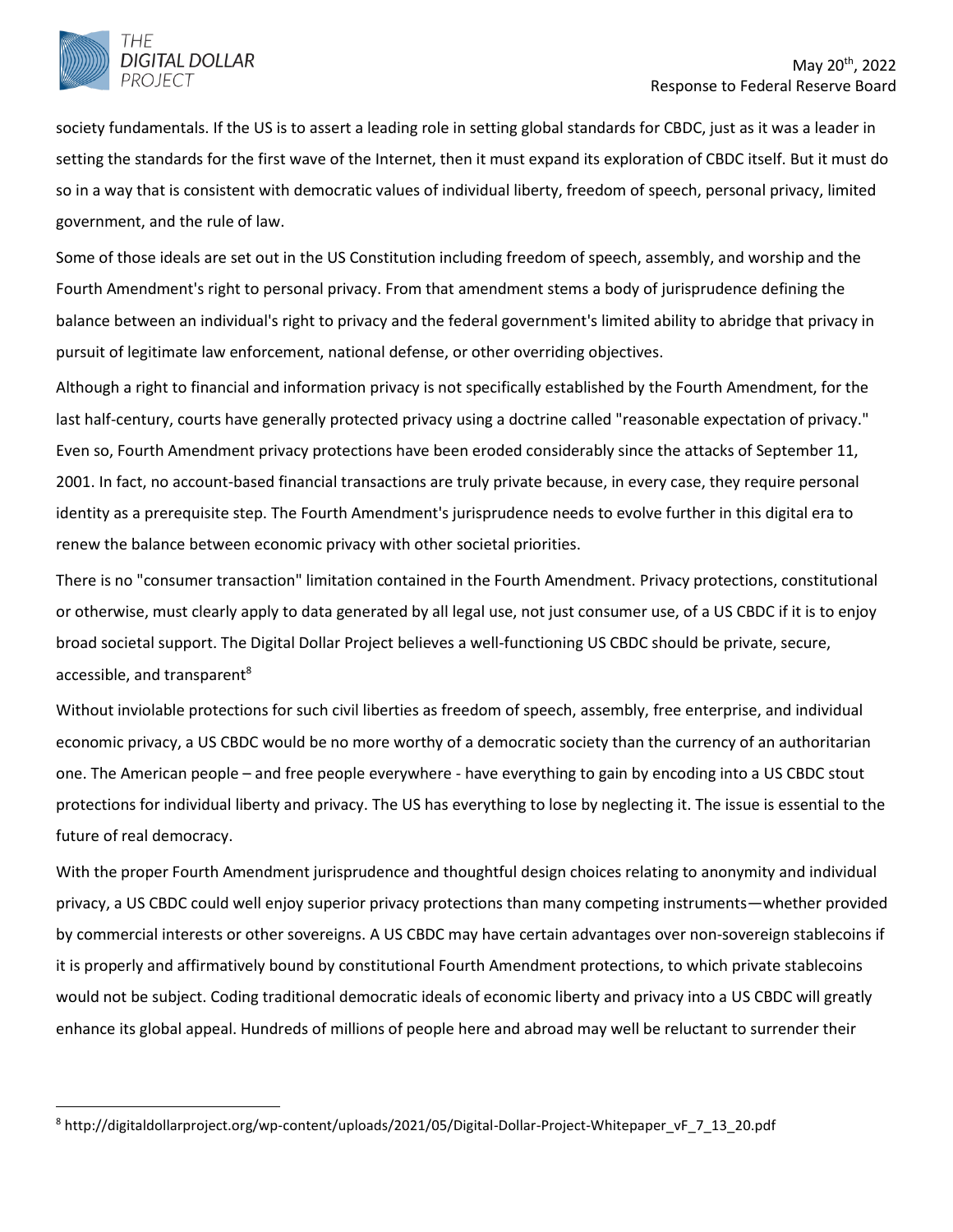society fundamentals. If the US is to assert a leading role in setting global standards for CBDC, just as it was a leader in setting the standards for the first wave of the Internet, then it must expand its exploration of CBDC itself. But it must do so in a way that is consistent with democratic values of individual liberty, freedom of speech, personal privacy, limited government, and the rule of law.

Some of those ideals are set out in the US Constitution including freedom of speech, assembly, and worship and the Fourth Amendment's right to personal privacy. From that amendment stems a body of jurisprudence defining the balance between an individual's right to privacy and the federal government's limited ability to abridge that privacy in pursuit of legitimate law enforcement, national defense, or other overriding objectives.

Although a right to financial and information privacy is not specifically established by the Fourth Amendment, for the last half-century, courts have generally protected privacy using a doctrine called "reasonable expectation of privacy." Even so, Fourth Amendment privacy protections have been eroded considerably since the attacks of September 11, 2001. In fact, no account-based financial transactions are truly private because, in every case, they require personal identity as a prerequisite step. The Fourth Amendment's jurisprudence needs to evolve further in this digital era to renew the balance between economic privacy with other societal priorities.

There is no "consumer transaction" limitation contained in the Fourth Amendment. Privacy protections, constitutional or otherwise, must clearly apply to data generated by all legal use, not just consumer use, of a US CBDC if it is to enjoy broad societal support. The Digital Dollar Project believes a well-functioning US CBDC should be private, secure, accessible, and transparent[8]

Without inviolable protections for such civil liberties as freedom of speech, assembly, free enterprise, and individual economic privacy, a US CBDC would be no more worthy of a democratic society than the currency of an authoritarian one. The American people – and free people everywhere - have everything to gain by encoding into a US CBDC stout protections for individual liberty and privacy. The US has everything to lose by neglecting it. The issue is essential to the future of real democracy.

With the proper Fourth Amendment jurisprudence and thoughtful design choices relating to anonymity and individual privacy, a US CBDC could well enjoy superior privacy protections than many competing instruments—whether provided by commercial interests or other sovereigns. A US CBDC may have certain advantages over non-sovereign stablecoins if it is properly and affirmatively bound by constitutional Fourth Amendment protections, to which private stablecoins would not be subject. Coding traditional democratic ideals of economic liberty and privacy into a US CBDC will greatly enhance its global appeal. Hundreds of millions of people here and abroad may well be reluctant to surrender their

[8] http://digitaldollarproject.org/wp-content/uploads/2021/05/Digital-Dollar-Project-Whitepaper_vF_7_13_20.pdf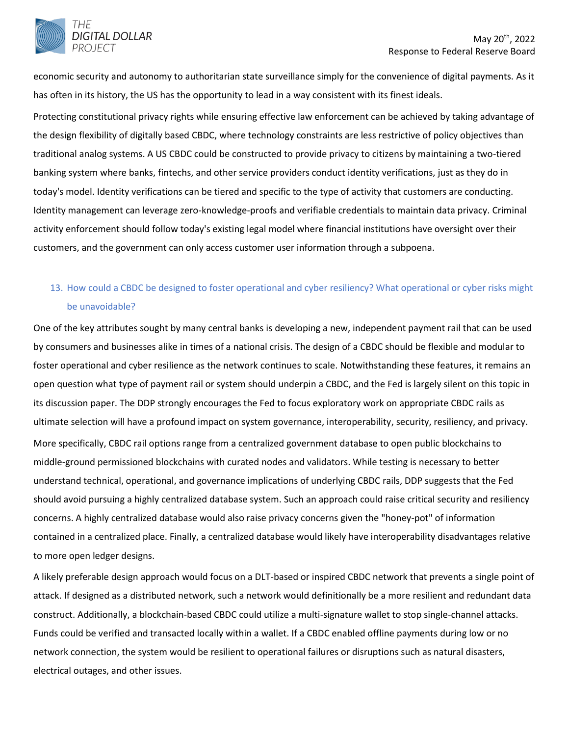economic security and autonomy to authoritarian state surveillance simply for the convenience of digital payments. As it has often in its history, the US has the opportunity to lead in a way consistent with its finest ideals.

Protecting constitutional privacy rights while ensuring effective law enforcement can be achieved by taking advantage of the design flexibility of digitally based CBDC, where technology constraints are less restrictive of policy objectives than traditional analog systems. A US CBDC could be constructed to provide privacy to citizens by maintaining a two-tiered banking system where banks, fintechs, and other service providers conduct identity verifications, just as they do in today's model. Identity verifications can be tiered and specific to the type of activity that customers are conducting. Identity management can leverage zero-knowledge-proofs and verifiable credentials to maintain data privacy. Criminal activity enforcement should follow today's existing legal model where financial institutions have oversight over their customers, and the government can only access customer user information through a subpoena.

13. How could a CBDC be designed to foster operational and cyber resiliency? What operational or cyber risks might be unavoidable?

One of the key attributes sought by many central banks is developing a new, independent payment rail that can be used by consumers and businesses alike in times of a national crisis. The design of a CBDC should be flexible and modular to foster operational and cyber resilience as the network continues to scale. Notwithstanding these features, it remains an open question what type of payment rail or system should underpin a CBDC, and the Fed is largely silent on this topic in its discussion paper. The DDP strongly encourages the Fed to focus exploratory work on appropriate CBDC rails as ultimate selection will have a profound impact on system governance, interoperability, security, resiliency, and privacy.

More specifically, CBDC rail options range from a centralized government database to open public blockchains to middle-ground permissioned blockchains with curated nodes and validators. While testing is necessary to better understand technical, operational, and governance implications of underlying CBDC rails, DDP suggests that the Fed should avoid pursuing a highly centralized database system. Such an approach could raise critical security and resiliency concerns. A highly centralized database would also raise privacy concerns given the "honey-pot" of information contained in a centralized place. Finally, a centralized database would likely have interoperability disadvantages relative to more open ledger designs.

A likely preferable design approach would focus on a DLT-based or inspired CBDC network that prevents a single point of attack. If designed as a distributed network, such a network would definitionally be a more resilient and redundant data construct. Additionally, a blockchain-based CBDC could utilize a multi-signature wallet to stop single-channel attacks. Funds could be verified and transacted locally within a wallet. If a CBDC enabled offline payments during low or no network connection, the system would be resilient to operational failures or disruptions such as natural disasters, electrical outages, and other issues.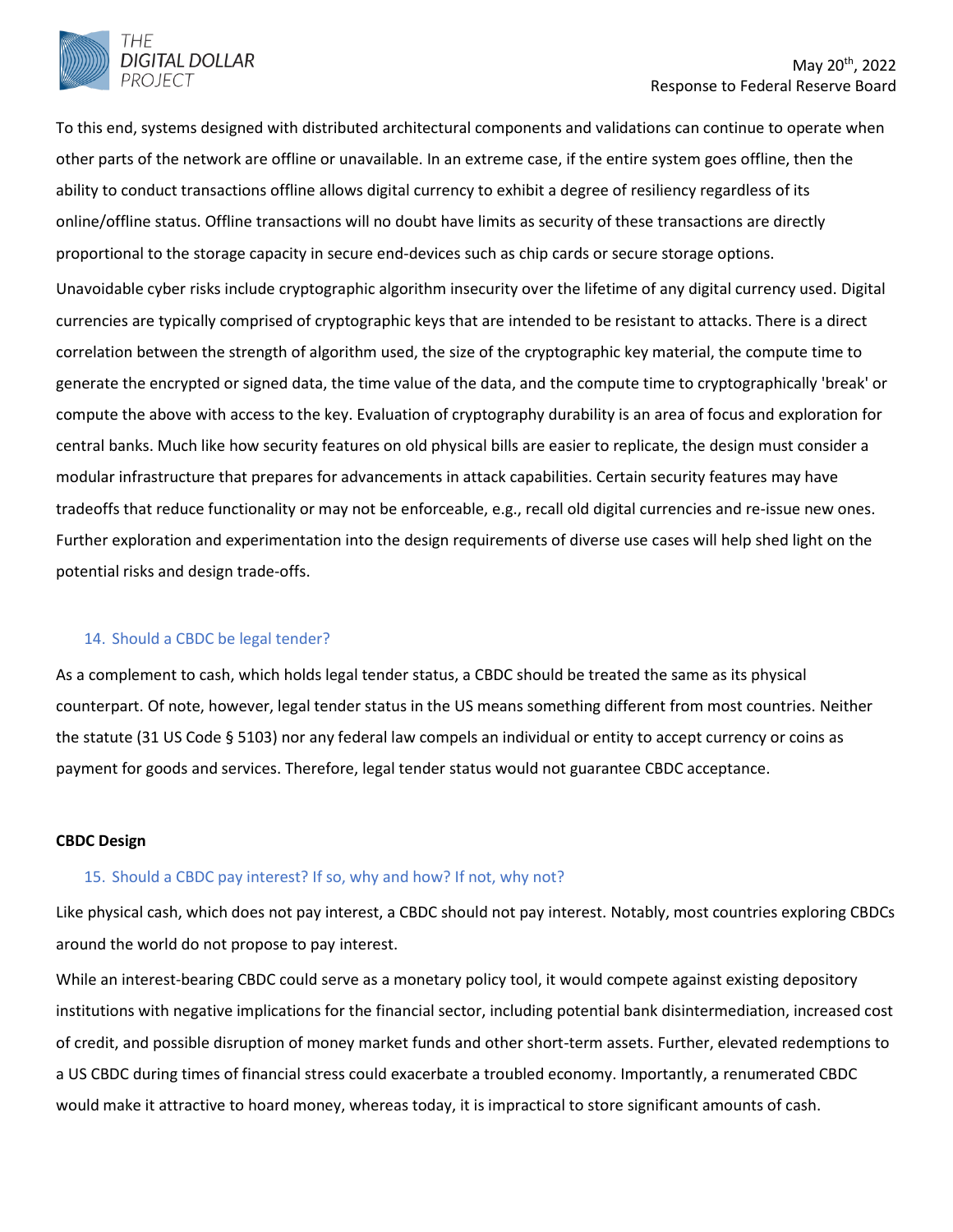To this end, systems designed with distributed architectural components and validations can continue to operate when other parts of the network are offline or unavailable. In an extreme case, if the entire system goes offline, then the ability to conduct transactions offline allows digital currency to exhibit a degree of resiliency regardless of its online/offline status. Offline transactions will no doubt have limits as security of these transactions are directly proportional to the storage capacity in secure end-devices such as chip cards or secure storage options.

Unavoidable cyber risks include cryptographic algorithm insecurity over the lifetime of any digital currency used. Digital currencies are typically comprised of cryptographic keys that are intended to be resistant to attacks. There is a direct correlation between the strength of algorithm used, the size of the cryptographic key material, the compute time to generate the encrypted or signed data, the time value of the data, and the compute time to cryptographically 'break' or compute the above with access to the key. Evaluation of cryptography durability is an area of focus and exploration for central banks. Much like how security features on old physical bills are easier to replicate, the design must consider a modular infrastructure that prepares for advancements in attack capabilities. Certain security features may have tradeoffs that reduce functionality or may not be enforceable, e.g., recall old digital currencies and re-issue new ones. Further exploration and experimentation into the design requirements of diverse use cases will help shed light on the potential risks and design trade-offs.

14. Should a CBDC be legal tender?

As a complement to cash, which holds legal tender status, a CBDC should be treated the same as its physical counterpart. Of note, however, legal tender status in the US means something different from most countries. Neither the statute (31 US Code § 5103) nor any federal law compels an individual or entity to accept currency or coins as payment for goods and services. Therefore, legal tender status would not guarantee CBDC acceptance.

**CBDC Design**

15. Should a CBDC pay interest? If so, why and how? If not, why not?

Like physical cash, which does not pay interest, a CBDC should not pay interest. Notably, most countries exploring CBDCs around the world do not propose to pay interest.

While an interest-bearing CBDC could serve as a monetary policy tool, it would compete against existing depository institutions with negative implications for the financial sector, including potential bank disintermediation, increased cost of credit, and possible disruption of money market funds and other short-term assets. Further, elevated redemptions to a US CBDC during times of financial stress could exacerbate a troubled economy. Importantly, a renumerated CBDC would make it attractive to hoard money, whereas today, it is impractical to store significant amounts of cash.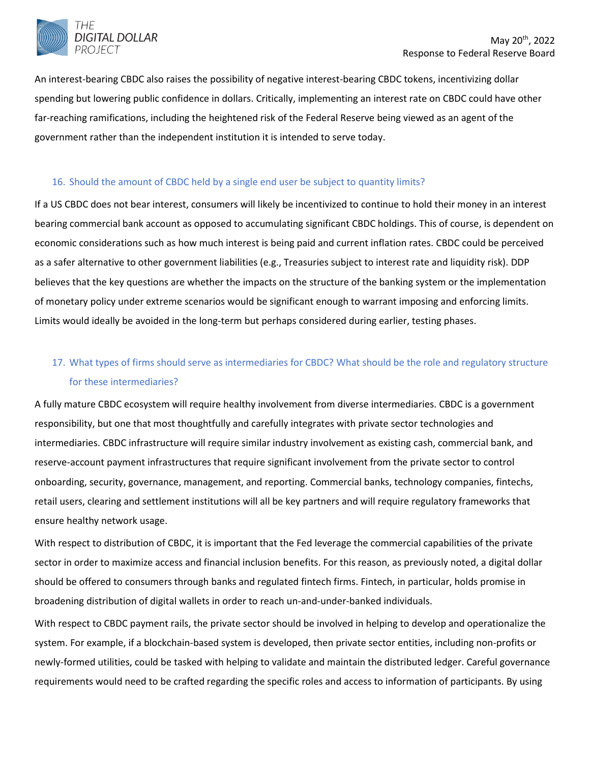An interest-bearing CBDC also raises the possibility of negative interest-bearing CBDC tokens, incentivizing dollar spending but lowering public confidence in dollars. Critically, implementing an interest rate on CBDC could have other far-reaching ramifications, including the heightened risk of the Federal Reserve being viewed as an agent of the government rather than the independent institution it is intended to serve today.

### 16. Should the amount of CBDC held by a single end user be subject to quantity limits?

If a US CBDC does not bear interest, consumers will likely be incentivized to continue to hold their money in an interest bearing commercial bank account as opposed to accumulating significant CBDC holdings. This of course, is dependent on economic considerations such as how much interest is being paid and current inflation rates. CBDC could be perceived as a safer alternative to other government liabilities (e.g., Treasuries subject to interest rate and liquidity risk). DDP believes that the key questions are whether the impacts on the structure of the banking system or the implementation of monetary policy under extreme scenarios would be significant enough to warrant imposing and enforcing limits. Limits would ideally be avoided in the long-term but perhaps considered during earlier, testing phases.

### 17. What types of firms should serve as intermediaries for CBDC? What should be the role and regulatory structure for these intermediaries?

A fully mature CBDC ecosystem will require healthy involvement from diverse intermediaries. CBDC is a government responsibility, but one that most thoughtfully and carefully integrates with private sector technologies and intermediaries. CBDC infrastructure will require similar industry involvement as existing cash, commercial bank, and reserve-account payment infrastructures that require significant involvement from the private sector to control onboarding, security, governance, management, and reporting. Commercial banks, technology companies, fintechs, retail users, clearing and settlement institutions will all be key partners and will require regulatory frameworks that ensure healthy network usage.

With respect to distribution of CBDC, it is important that the Fed leverage the commercial capabilities of the private sector in order to maximize access and financial inclusion benefits. For this reason, as previously noted, a digital dollar should be offered to consumers through banks and regulated fintech firms. Fintech, in particular, holds promise in broadening distribution of digital wallets in order to reach un-and-under-banked individuals.

With respect to CBDC payment rails, the private sector should be involved in helping to develop and operationalize the system. For example, if a blockchain-based system is developed, then private sector entities, including non-profits or newly-formed utilities, could be tasked with helping to validate and maintain the distributed ledger. Careful governance requirements would need to be crafted regarding the specific roles and access to information of participants. By using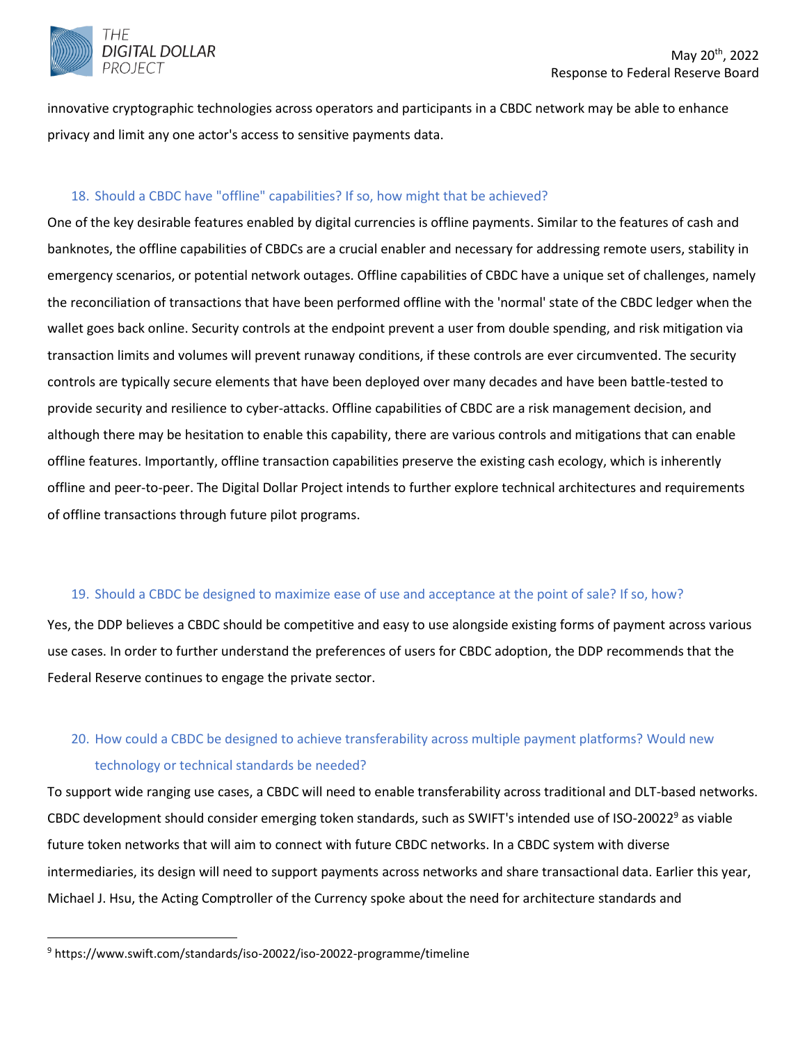innovative cryptographic technologies across operators and participants in a CBDC network may be able to enhance privacy and limit any one actor's access to sensitive payments data.

### 18. Should a CBDC have "offline" capabilities? If so, how might that be achieved?

One of the key desirable features enabled by digital currencies is offline payments. Similar to the features of cash and banknotes, the offline capabilities of CBDCs are a crucial enabler and necessary for addressing remote users, stability in emergency scenarios, or potential network outages. Offline capabilities of CBDC have a unique set of challenges, namely the reconciliation of transactions that have been performed offline with the 'normal' state of the CBDC ledger when the wallet goes back online. Security controls at the endpoint prevent a user from double spending, and risk mitigation via transaction limits and volumes will prevent runaway conditions, if these controls are ever circumvented. The security controls are typically secure elements that have been deployed over many decades and have been battle-tested to provide security and resilience to cyber-attacks. Offline capabilities of CBDC are a risk management decision, and although there may be hesitation to enable this capability, there are various controls and mitigations that can enable offline features. Importantly, offline transaction capabilities preserve the existing cash ecology, which is inherently offline and peer-to-peer. The Digital Dollar Project intends to further explore technical architectures and requirements of offline transactions through future pilot programs.

### 19. Should a CBDC be designed to maximize ease of use and acceptance at the point of sale? If so, how?

Yes, the DDP believes a CBDC should be competitive and easy to use alongside existing forms of payment across various use cases. In order to further understand the preferences of users for CBDC adoption, the DDP recommends that the Federal Reserve continues to engage the private sector.

### 20. How could a CBDC be designed to achieve transferability across multiple payment platforms? Would new technology or technical standards be needed?

To support wide ranging use cases, a CBDC will need to enable transferability across traditional and DLT-based networks. CBDC development should consider emerging token standards, such as SWIFT's intended use of ISO-20022[9] as viable future token networks that will aim to connect with future CBDC networks. In a CBDC system with diverse intermediaries, its design will need to support payments across networks and share transactional data. Earlier this year, Michael J. Hsu, the Acting Comptroller of the Currency spoke about the need for architecture standards and

---

[9] https://www.swift.com/standards/iso-20022/iso-20022-programme/timeline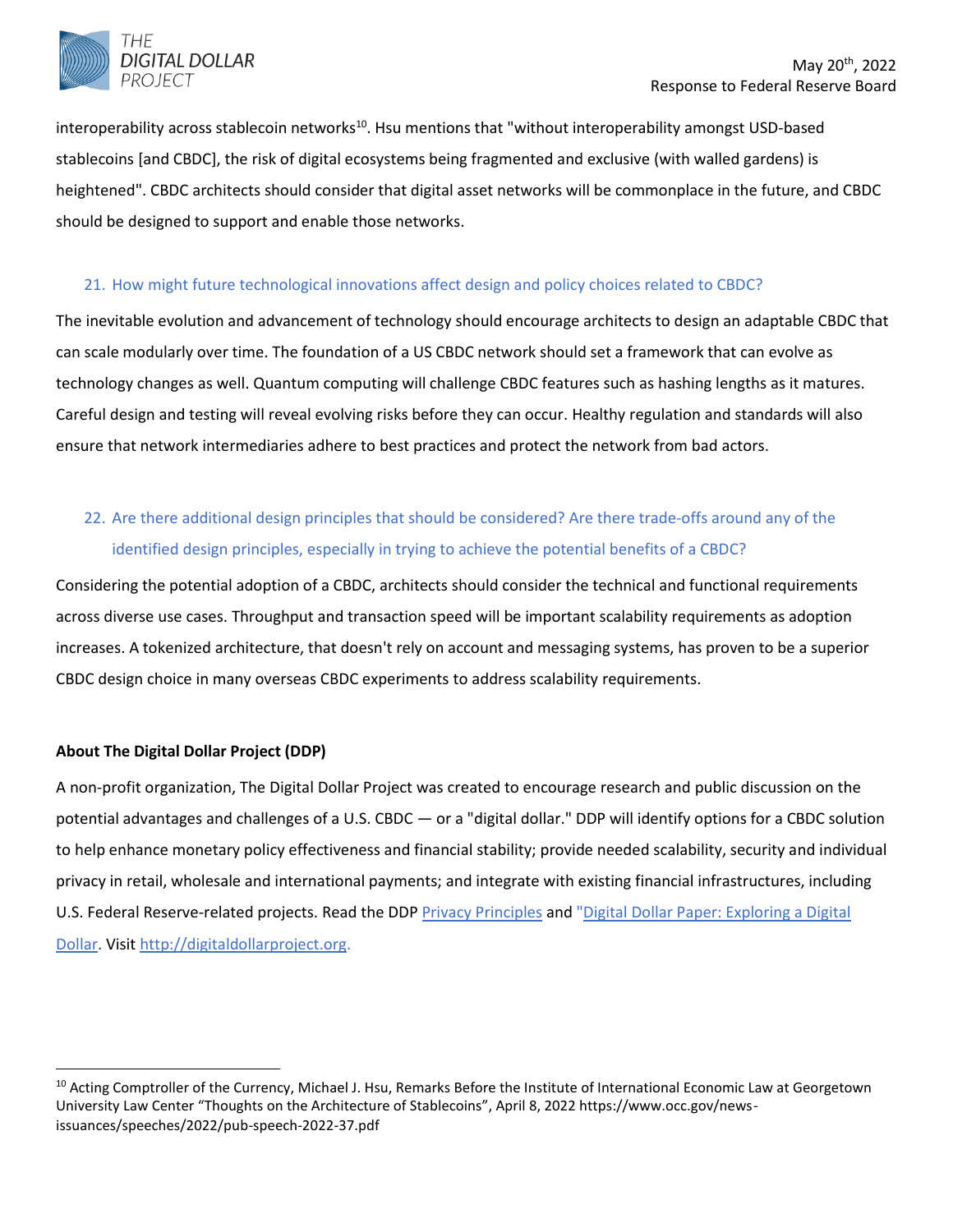interoperability across stablecoin networks[10]. Hsu mentions that "without interoperability amongst USD-based stablecoins [and CBDC], the risk of digital ecosystems being fragmented and exclusive (with walled gardens) is heightened". CBDC architects should consider that digital asset networks will be commonplace in the future, and CBDC should be designed to support and enable those networks.

21. How might future technological innovations affect design and policy choices related to CBDC?

The inevitable evolution and advancement of technology should encourage architects to design an adaptable CBDC that can scale modularly over time. The foundation of a US CBDC network should set a framework that can evolve as technology changes as well. Quantum computing will challenge CBDC features such as hashing lengths as it matures. Careful design and testing will reveal evolving risks before they can occur. Healthy regulation and standards will also ensure that network intermediaries adhere to best practices and protect the network from bad actors.

22. Are there additional design principles that should be considered? Are there trade-offs around any of the identified design principles, especially in trying to achieve the potential benefits of a CBDC?

Considering the potential adoption of a CBDC, architects should consider the technical and functional requirements across diverse use cases. Throughput and transaction speed will be important scalability requirements as adoption increases. A tokenized architecture, that doesn't rely on account and messaging systems, has proven to be a superior CBDC design choice in many overseas CBDC experiments to address scalability requirements.

**About The Digital Dollar Project (DDP)**

A non-profit organization, The Digital Dollar Project was created to encourage research and public discussion on the potential advantages and challenges of a U.S. CBDC — or a "digital dollar." DDP will identify options for a CBDC solution to help enhance monetary policy effectiveness and financial stability; provide needed scalability, security and individual privacy in retail, wholesale and international payments; and integrate with existing financial infrastructures, including U.S. Federal Reserve-related projects. Read the DDP Privacy Principles and "Digital Dollar Paper: Exploring a Digital Dollar. Visit http://digitaldollarproject.org.

---

[10] Acting Comptroller of the Currency, Michael J. Hsu, Remarks Before the Institute of International Economic Law at Georgetown University Law Center "Thoughts on the Architecture of Stablecoins", April 8, 2022 https://www.occ.gov/news-issuances/speeches/2022/pub-speech-2022-37.pdf